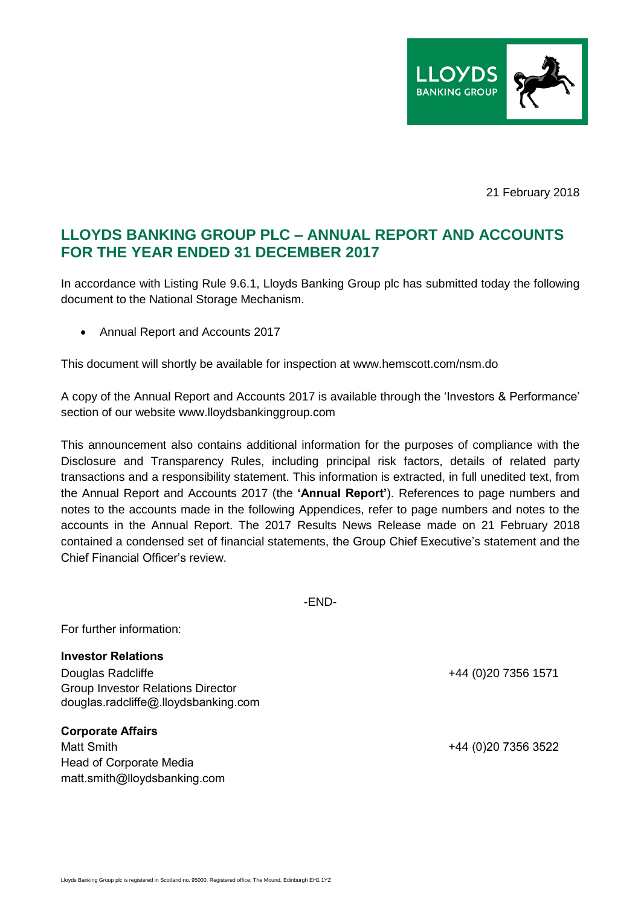21 February 2018

## LLOYDS BANKING GROUP PLC – ANNUAL REPORT AND ACCOUNTS FOR THE YEAR ENDED 31 DECEMBER 2017

In accordance with Listing Rule 9.6.1, Lloyds Banking Group plc has submitted today the following document to the National Storage Mechanism.

- Annual Report and Accounts 2017

This document will shortly be available for inspection at www.hemscott.com/nsm.do

A copy of the Annual Report and Accounts 2017 is available through the 'Investors & Performance' section of our website www.lloydsbankinggroup.com

This announcement also contains additional information for the purposes of compliance with the Disclosure and Transparency Rules, including principal risk factors, details of related party transactions and a responsibility statement. This information is extracted, in full unedited text, from the Annual Report and Accounts 2017 (the **'Annual Report'**). References to page numbers and notes to the accounts made in the following Appendices, refer to page numbers and notes to the accounts in the Annual Report. The 2017 Results News Release made on 21 February 2018 contained a condensed set of financial statements, the Group Chief Executive's statement and the Chief Financial Officer's review.

-END-

For further information:

**Investor Relations**
Douglas Radcliffe — +44 (0)20 7356 1571
Group Investor Relations Director
douglas.radcliffe@.lloydsbanking.com

**Corporate Affairs**
Matt Smith — +44 (0)20 7356 3522
Head of Corporate Media
matt.smith@lloydsbanking.com

Lloyds Banking Group plc is registered in Scotland no. 95000. Registered office: The Mound, Edinburgh EH1 1YZ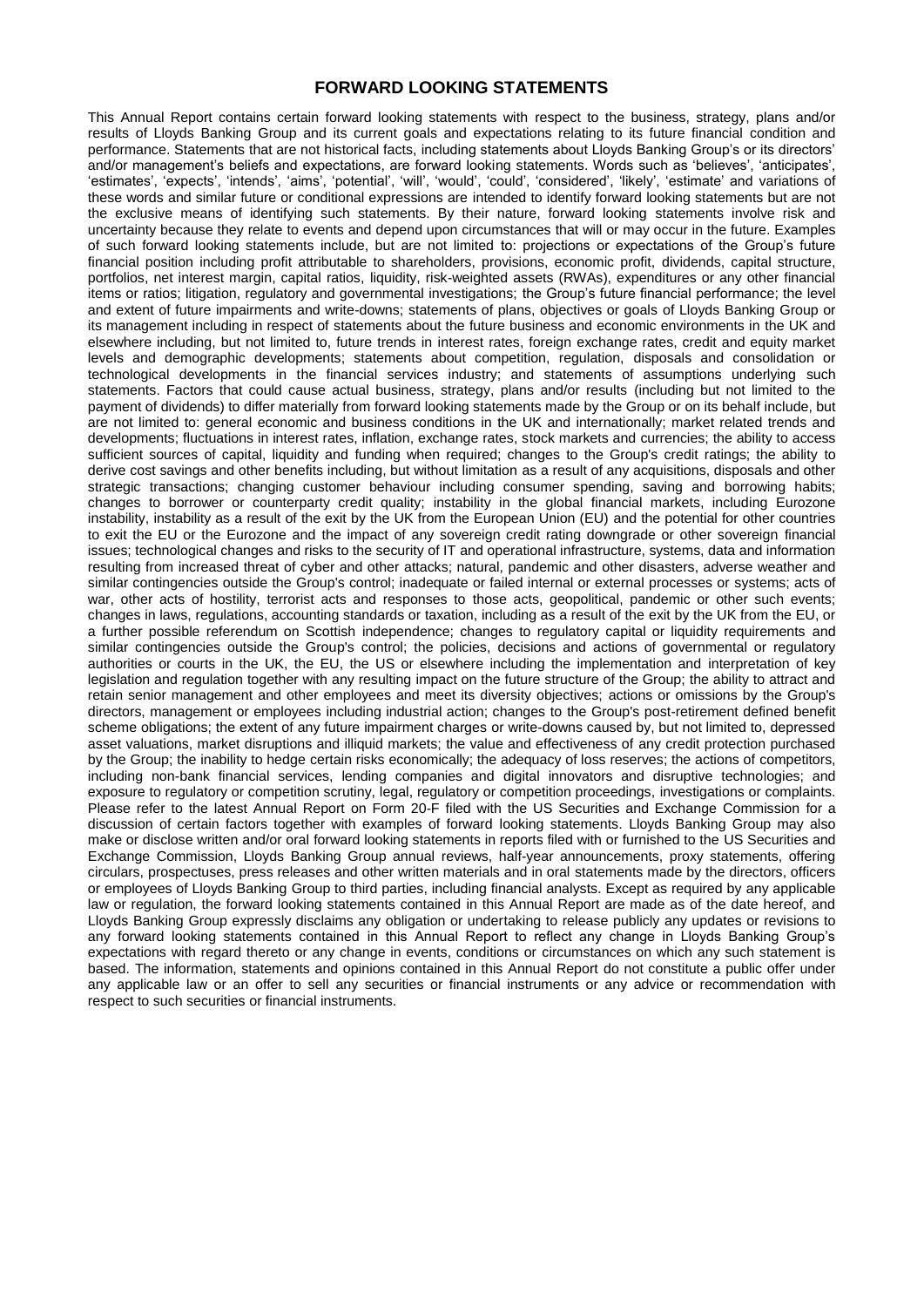## FORWARD LOOKING STATEMENTS

This Annual Report contains certain forward looking statements with respect to the business, strategy, plans and/or results of Lloyds Banking Group and its current goals and expectations relating to its future financial condition and performance. Statements that are not historical facts, including statements about Lloyds Banking Group's or its directors' and/or management's beliefs and expectations, are forward looking statements. Words such as 'believes', 'anticipates', 'estimates', 'expects', 'intends', 'aims', 'potential', 'will', 'would', 'could', 'considered', 'likely', 'estimate' and variations of these words and similar future or conditional expressions are intended to identify forward looking statements but are not the exclusive means of identifying such statements. By their nature, forward looking statements involve risk and uncertainty because they relate to events and depend upon circumstances that will or may occur in the future. Examples of such forward looking statements include, but are not limited to: projections or expectations of the Group's future financial position including profit attributable to shareholders, provisions, economic profit, dividends, capital structure, portfolios, net interest margin, capital ratios, liquidity, risk-weighted assets (RWAs), expenditures or any other financial items or ratios; litigation, regulatory and governmental investigations; the Group's future financial performance; the level and extent of future impairments and write-downs; statements of plans, objectives or goals of Lloyds Banking Group or its management including in respect of statements about the future business and economic environments in the UK and elsewhere including, but not limited to, future trends in interest rates, foreign exchange rates, credit and equity market levels and demographic developments; statements about competition, regulation, disposals and consolidation or technological developments in the financial services industry; and statements of assumptions underlying such statements. Factors that could cause actual business, strategy, plans and/or results (including but not limited to the payment of dividends) to differ materially from forward looking statements made by the Group or on its behalf include, but are not limited to: general economic and business conditions in the UK and internationally; market related trends and developments; fluctuations in interest rates, inflation, exchange rates, stock markets and currencies; the ability to access sufficient sources of capital, liquidity and funding when required; changes to the Group's credit ratings; the ability to derive cost savings and other benefits including, but without limitation as a result of any acquisitions, disposals and other strategic transactions; changing customer behaviour including consumer spending, saving and borrowing habits; changes to borrower or counterparty credit quality; instability in the global financial markets, including Eurozone instability, instability as a result of the exit by the UK from the European Union (EU) and the potential for other countries to exit the EU or the Eurozone and the impact of any sovereign credit rating downgrade or other sovereign financial issues; technological changes and risks to the security of IT and operational infrastructure, systems, data and information resulting from increased threat of cyber and other attacks; natural, pandemic and other disasters, adverse weather and similar contingencies outside the Group's control; inadequate or failed internal or external processes or systems; acts of war, other acts of hostility, terrorist acts and responses to those acts, geopolitical, pandemic or other such events; changes in laws, regulations, accounting standards or taxation, including as a result of the exit by the UK from the EU, or a further possible referendum on Scottish independence; changes to regulatory capital or liquidity requirements and similar contingencies outside the Group's control; the policies, decisions and actions of governmental or regulatory authorities or courts in the UK, the EU, the US or elsewhere including the implementation and interpretation of key legislation and regulation together with any resulting impact on the future structure of the Group; the ability to attract and retain senior management and other employees and meet its diversity objectives; actions or omissions by the Group's directors, management or employees including industrial action; changes to the Group's post-retirement defined benefit scheme obligations; the extent of any future impairment charges or write-downs caused by, but not limited to, depressed asset valuations, market disruptions and illiquid markets; the value and effectiveness of any credit protection purchased by the Group; the inability to hedge certain risks economically; the adequacy of loss reserves; the actions of competitors, including non-bank financial services, lending companies and digital innovators and disruptive technologies; and exposure to regulatory or competition scrutiny, legal, regulatory or competition proceedings, investigations or complaints. Please refer to the latest Annual Report on Form 20-F filed with the US Securities and Exchange Commission for a discussion of certain factors together with examples of forward looking statements. Lloyds Banking Group may also make or disclose written and/or oral forward looking statements in reports filed with or furnished to the US Securities and Exchange Commission, Lloyds Banking Group annual reviews, half-year announcements, proxy statements, offering circulars, prospectuses, press releases and other written materials and in oral statements made by the directors, officers or employees of Lloyds Banking Group to third parties, including financial analysts. Except as required by any applicable law or regulation, the forward looking statements contained in this Annual Report are made as of the date hereof, and Lloyds Banking Group expressly disclaims any obligation or undertaking to release publicly any updates or revisions to any forward looking statements contained in this Annual Report to reflect any change in Lloyds Banking Group's expectations with regard thereto or any change in events, conditions or circumstances on which any such statement is based. The information, statements and opinions contained in this Annual Report do not constitute a public offer under any applicable law or an offer to sell any securities or financial instruments or any advice or recommendation with respect to such securities or financial instruments.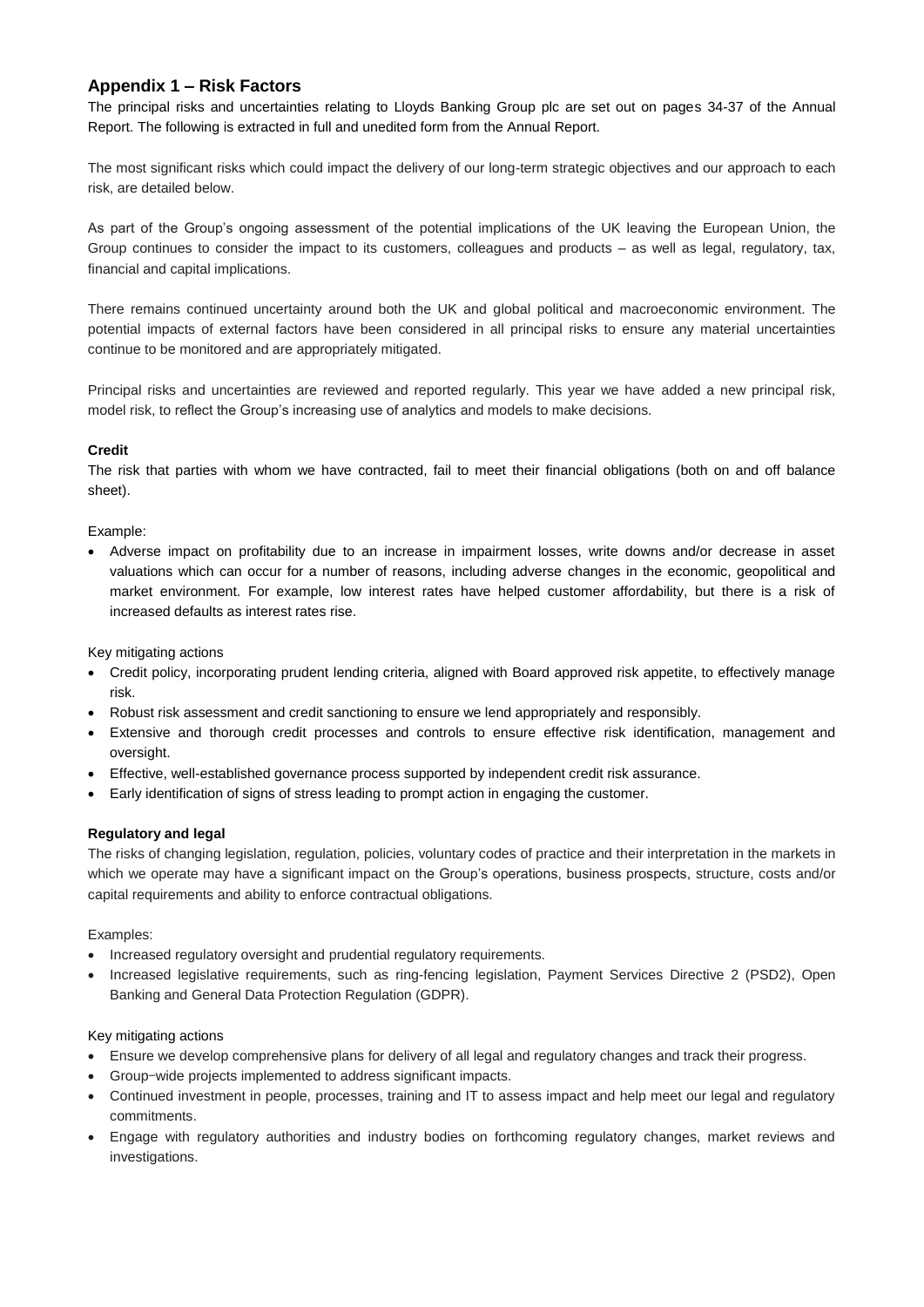## Appendix 1 – Risk Factors

The principal risks and uncertainties relating to Lloyds Banking Group plc are set out on pages 34-37 of the Annual Report. The following is extracted in full and unedited form from the Annual Report.

The most significant risks which could impact the delivery of our long-term strategic objectives and our approach to each risk, are detailed below.

As part of the Group's ongoing assessment of the potential implications of the UK leaving the European Union, the Group continues to consider the impact to its customers, colleagues and products – as well as legal, regulatory, tax, financial and capital implications.

There remains continued uncertainty around both the UK and global political and macroeconomic environment. The potential impacts of external factors have been considered in all principal risks to ensure any material uncertainties continue to be monitored and are appropriately mitigated.

Principal risks and uncertainties are reviewed and reported regularly. This year we have added a new principal risk, model risk, to reflect the Group's increasing use of analytics and models to make decisions.

**Credit**

The risk that parties with whom we have contracted, fail to meet their financial obligations (both on and off balance sheet).

Example:

- Adverse impact on profitability due to an increase in impairment losses, write downs and/or decrease in asset valuations which can occur for a number of reasons, including adverse changes in the economic, geopolitical and market environment. For example, low interest rates have helped customer affordability, but there is a risk of increased defaults as interest rates rise.

Key mitigating actions

- Credit policy, incorporating prudent lending criteria, aligned with Board approved risk appetite, to effectively manage risk.
- Robust risk assessment and credit sanctioning to ensure we lend appropriately and responsibly.
- Extensive and thorough credit processes and controls to ensure effective risk identification, management and oversight.
- Effective, well-established governance process supported by independent credit risk assurance.
- Early identification of signs of stress leading to prompt action in engaging the customer.

**Regulatory and legal**

The risks of changing legislation, regulation, policies, voluntary codes of practice and their interpretation in the markets in which we operate may have a significant impact on the Group's operations, business prospects, structure, costs and/or capital requirements and ability to enforce contractual obligations.

Examples:

- Increased regulatory oversight and prudential regulatory requirements.
- Increased legislative requirements, such as ring-fencing legislation, Payment Services Directive 2 (PSD2), Open Banking and General Data Protection Regulation (GDPR).

Key mitigating actions

- Ensure we develop comprehensive plans for delivery of all legal and regulatory changes and track their progress.
- Group-wide projects implemented to address significant impacts.
- Continued investment in people, processes, training and IT to assess impact and help meet our legal and regulatory commitments.
- Engage with regulatory authorities and industry bodies on forthcoming regulatory changes, market reviews and investigations.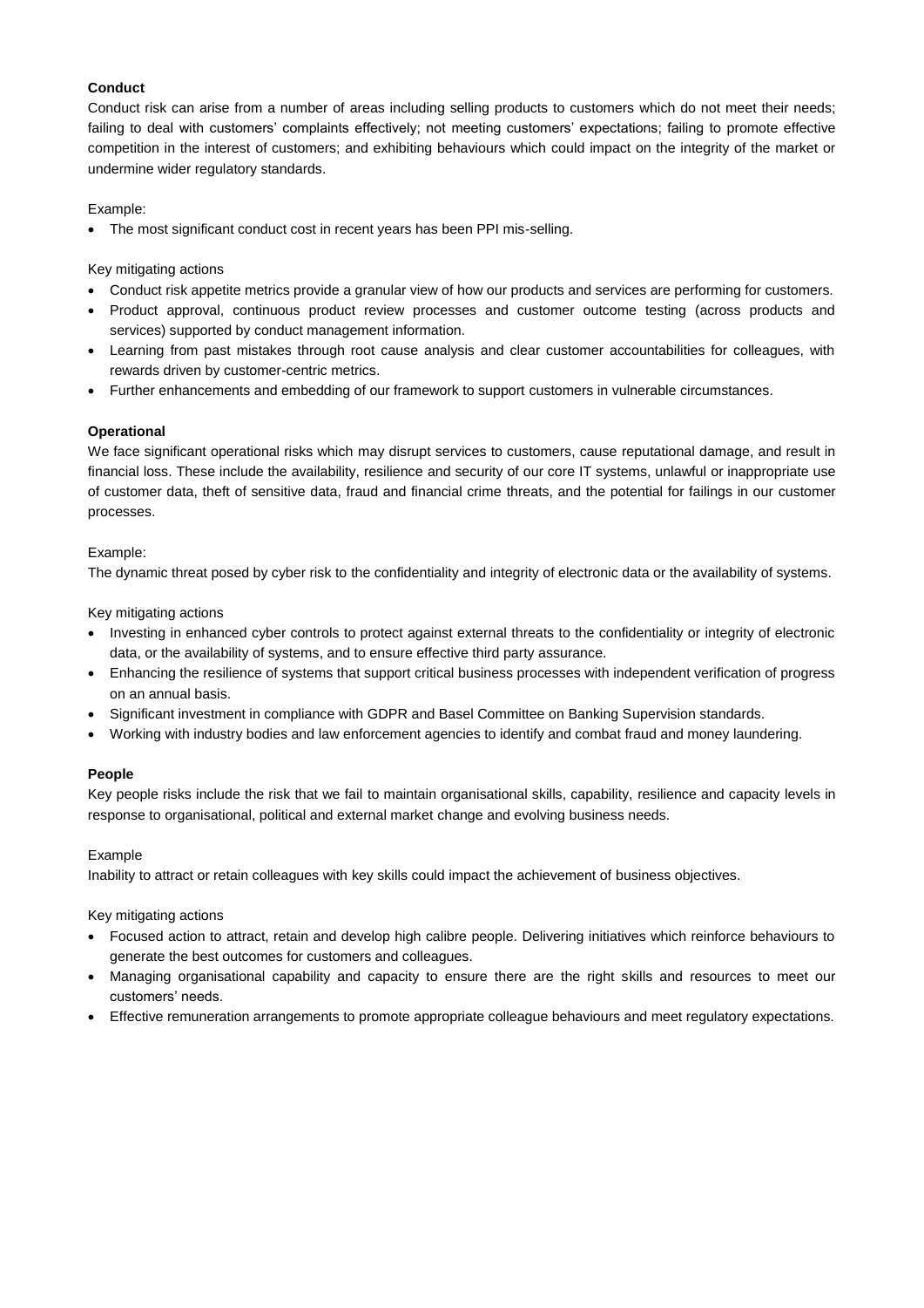**Conduct**

Conduct risk can arise from a number of areas including selling products to customers which do not meet their needs; failing to deal with customers' complaints effectively; not meeting customers' expectations; failing to promote effective competition in the interest of customers; and exhibiting behaviours which could impact on the integrity of the market or undermine wider regulatory standards.

Example:

- The most significant conduct cost in recent years has been PPI mis-selling.

Key mitigating actions

- Conduct risk appetite metrics provide a granular view of how our products and services are performing for customers.
- Product approval, continuous product review processes and customer outcome testing (across products and services) supported by conduct management information.
- Learning from past mistakes through root cause analysis and clear customer accountabilities for colleagues, with rewards driven by customer-centric metrics.
- Further enhancements and embedding of our framework to support customers in vulnerable circumstances.

**Operational**

We face significant operational risks which may disrupt services to customers, cause reputational damage, and result in financial loss. These include the availability, resilience and security of our core IT systems, unlawful or inappropriate use of customer data, theft of sensitive data, fraud and financial crime threats, and the potential for failings in our customer processes.

Example:

The dynamic threat posed by cyber risk to the confidentiality and integrity of electronic data or the availability of systems.

Key mitigating actions

- Investing in enhanced cyber controls to protect against external threats to the confidentiality or integrity of electronic data, or the availability of systems, and to ensure effective third party assurance.
- Enhancing the resilience of systems that support critical business processes with independent verification of progress on an annual basis.
- Significant investment in compliance with GDPR and Basel Committee on Banking Supervision standards.
- Working with industry bodies and law enforcement agencies to identify and combat fraud and money laundering.

**People**

Key people risks include the risk that we fail to maintain organisational skills, capability, resilience and capacity levels in response to organisational, political and external market change and evolving business needs.

Example

Inability to attract or retain colleagues with key skills could impact the achievement of business objectives.

Key mitigating actions

- Focused action to attract, retain and develop high calibre people. Delivering initiatives which reinforce behaviours to generate the best outcomes for customers and colleagues.
- Managing organisational capability and capacity to ensure there are the right skills and resources to meet our customers' needs.
- Effective remuneration arrangements to promote appropriate colleague behaviours and meet regulatory expectations.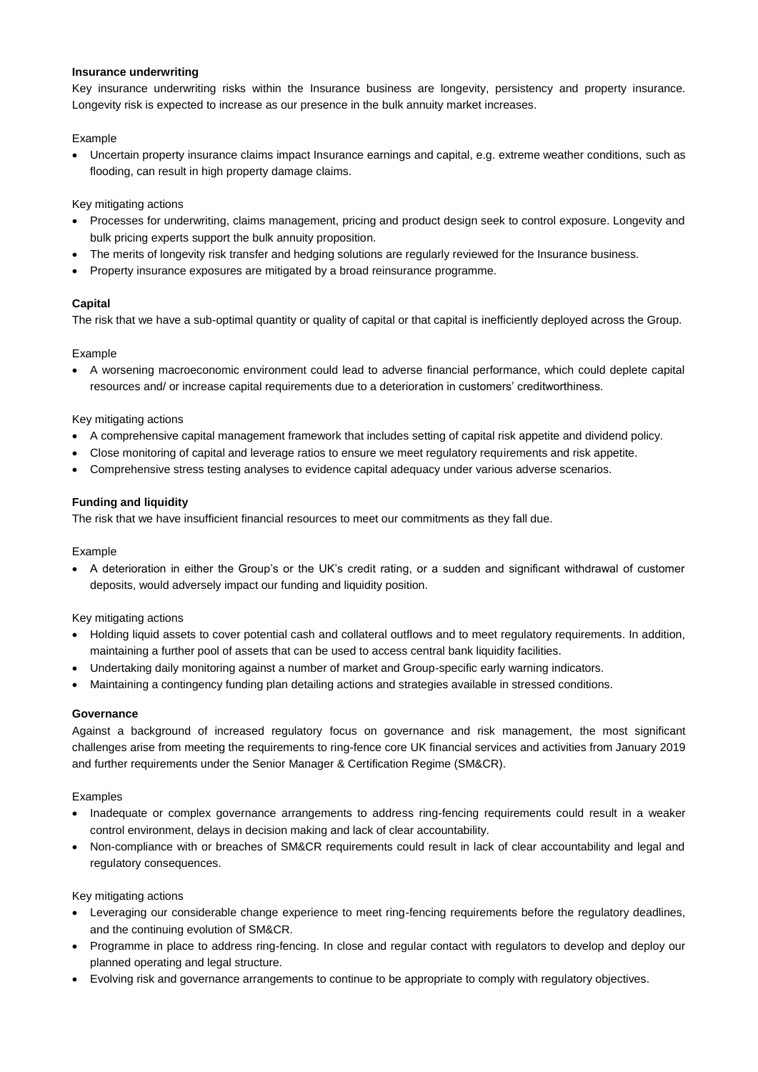**Insurance underwriting**

Key insurance underwriting risks within the Insurance business are longevity, persistency and property insurance. Longevity risk is expected to increase as our presence in the bulk annuity market increases.

Example

- Uncertain property insurance claims impact Insurance earnings and capital, e.g. extreme weather conditions, such as flooding, can result in high property damage claims.

Key mitigating actions

- Processes for underwriting, claims management, pricing and product design seek to control exposure. Longevity and bulk pricing experts support the bulk annuity proposition.
- The merits of longevity risk transfer and hedging solutions are regularly reviewed for the Insurance business.
- Property insurance exposures are mitigated by a broad reinsurance programme.

**Capital**

The risk that we have a sub-optimal quantity or quality of capital or that capital is inefficiently deployed across the Group.

Example

- A worsening macroeconomic environment could lead to adverse financial performance, which could deplete capital resources and/ or increase capital requirements due to a deterioration in customers' creditworthiness.

Key mitigating actions

- A comprehensive capital management framework that includes setting of capital risk appetite and dividend policy.
- Close monitoring of capital and leverage ratios to ensure we meet regulatory requirements and risk appetite.
- Comprehensive stress testing analyses to evidence capital adequacy under various adverse scenarios.

**Funding and liquidity**

The risk that we have insufficient financial resources to meet our commitments as they fall due.

Example

- A deterioration in either the Group's or the UK's credit rating, or a sudden and significant withdrawal of customer deposits, would adversely impact our funding and liquidity position.

Key mitigating actions

- Holding liquid assets to cover potential cash and collateral outflows and to meet regulatory requirements. In addition, maintaining a further pool of assets that can be used to access central bank liquidity facilities.
- Undertaking daily monitoring against a number of market and Group-specific early warning indicators.
- Maintaining a contingency funding plan detailing actions and strategies available in stressed conditions.

**Governance**

Against a background of increased regulatory focus on governance and risk management, the most significant challenges arise from meeting the requirements to ring-fence core UK financial services and activities from January 2019 and further requirements under the Senior Manager & Certification Regime (SM&CR).

Examples

- Inadequate or complex governance arrangements to address ring-fencing requirements could result in a weaker control environment, delays in decision making and lack of clear accountability.
- Non-compliance with or breaches of SM&CR requirements could result in lack of clear accountability and legal and regulatory consequences.

Key mitigating actions

- Leveraging our considerable change experience to meet ring-fencing requirements before the regulatory deadlines, and the continuing evolution of SM&CR.
- Programme in place to address ring-fencing. In close and regular contact with regulators to develop and deploy our planned operating and legal structure.
- Evolving risk and governance arrangements to continue to be appropriate to comply with regulatory objectives.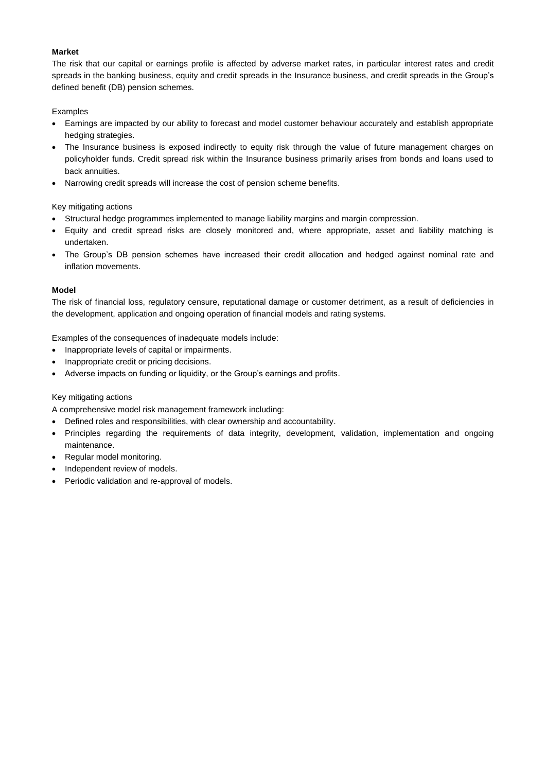**Market**

The risk that our capital or earnings profile is affected by adverse market rates, in particular interest rates and credit spreads in the banking business, equity and credit spreads in the Insurance business, and credit spreads in the Group's defined benefit (DB) pension schemes.

Examples

- Earnings are impacted by our ability to forecast and model customer behaviour accurately and establish appropriate hedging strategies.
- The Insurance business is exposed indirectly to equity risk through the value of future management charges on policyholder funds. Credit spread risk within the Insurance business primarily arises from bonds and loans used to back annuities.
- Narrowing credit spreads will increase the cost of pension scheme benefits.

Key mitigating actions

- Structural hedge programmes implemented to manage liability margins and margin compression.
- Equity and credit spread risks are closely monitored and, where appropriate, asset and liability matching is undertaken.
- The Group's DB pension schemes have increased their credit allocation and hedged against nominal rate and inflation movements.

**Model**

The risk of financial loss, regulatory censure, reputational damage or customer detriment, as a result of deficiencies in the development, application and ongoing operation of financial models and rating systems.

Examples of the consequences of inadequate models include:

- Inappropriate levels of capital or impairments.
- Inappropriate credit or pricing decisions.
- Adverse impacts on funding or liquidity, or the Group's earnings and profits.

Key mitigating actions

A comprehensive model risk management framework including:

- Defined roles and responsibilities, with clear ownership and accountability.
- Principles regarding the requirements of data integrity, development, validation, implementation and ongoing maintenance.
- Regular model monitoring.
- Independent review of models.
- Periodic validation and re-approval of models.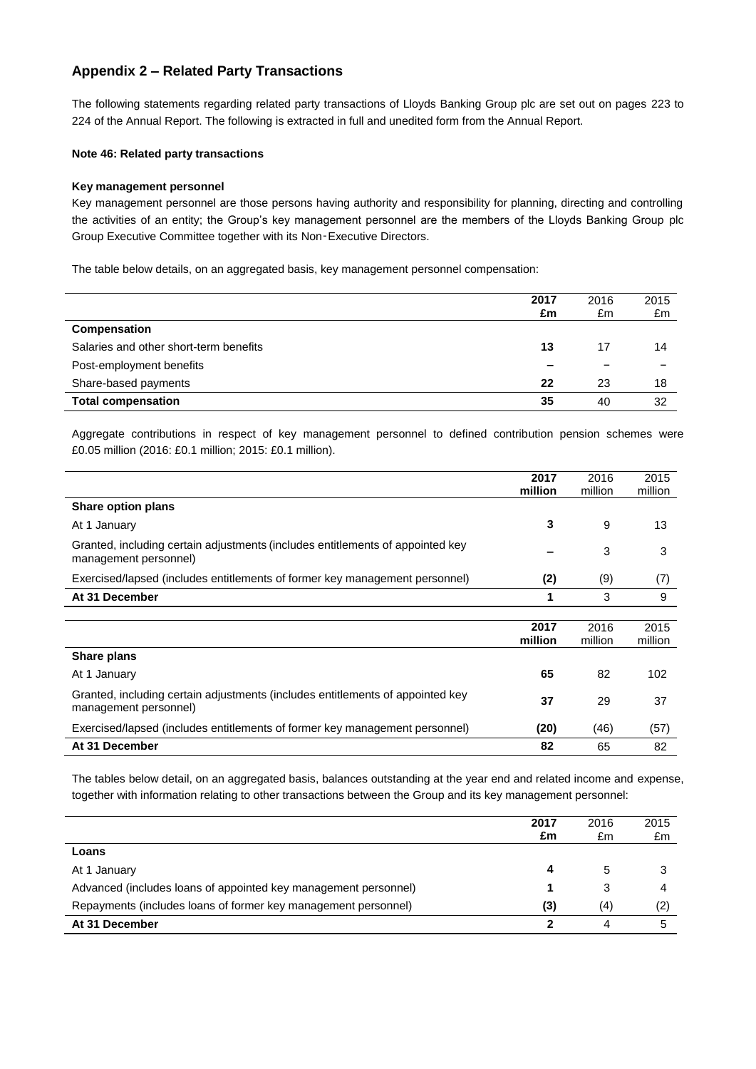## Appendix 2 – Related Party Transactions

The following statements regarding related party transactions of Lloyds Banking Group plc are set out on pages 223 to 224 of the Annual Report. The following is extracted in full and unedited form from the Annual Report.

**Note 46: Related party transactions**

**Key management personnel**

Key management personnel are those persons having authority and responsibility for planning, directing and controlling the activities of an entity; the Group's key management personnel are the members of the Lloyds Banking Group plc Group Executive Committee together with its Non-Executive Directors.

The table below details, on an aggregated basis, key management personnel compensation:

| | **2017 £m** | 2016 £m | 2015 £m |
|---|---|---|---|
| **Compensation** | | | |
| Salaries and other short-term benefits | **13** | 17 | 14 |
| Post-employment benefits | **–** | – | – |
| Share-based payments | **22** | 23 | 18 |
| **Total compensation** | **35** | 40 | 32 |

Aggregate contributions in respect of key management personnel to defined contribution pension schemes were £0.05 million (2016: £0.1 million; 2015: £0.1 million).

| | **2017 million** | 2016 million | 2015 million |
|---|---|---|---|
| **Share option plans** | | | |
| At 1 January | **3** | 9 | 13 |
| Granted, including certain adjustments (includes entitlements of appointed key management personnel) | **–** | 3 | 3 |
| Exercised/lapsed (includes entitlements of former key management personnel) | **(2)** | (9) | (7) |
| **At 31 December** | **1** | 3 | 9 |

| | **2017 million** | 2016 million | 2015 million |
|---|---|---|---|
| **Share plans** | | | |
| At 1 January | **65** | 82 | 102 |
| Granted, including certain adjustments (includes entitlements of appointed key management personnel) | **37** | 29 | 37 |
| Exercised/lapsed (includes entitlements of former key management personnel) | **(20)** | (46) | (57) |
| **At 31 December** | **82** | 65 | 82 |

The tables below detail, on an aggregated basis, balances outstanding at the year end and related income and expense, together with information relating to other transactions between the Group and its key management personnel:

| | **2017 £m** | 2016 £m | 2015 £m |
|---|---|---|---|
| **Loans** | | | |
| At 1 January | **4** | 5 | 3 |
| Advanced (includes loans of appointed key management personnel) | **1** | 3 | 4 |
| Repayments (includes loans of former key management personnel) | **(3)** | (4) | (2) |
| **At 31 December** | **2** | 4 | 5 |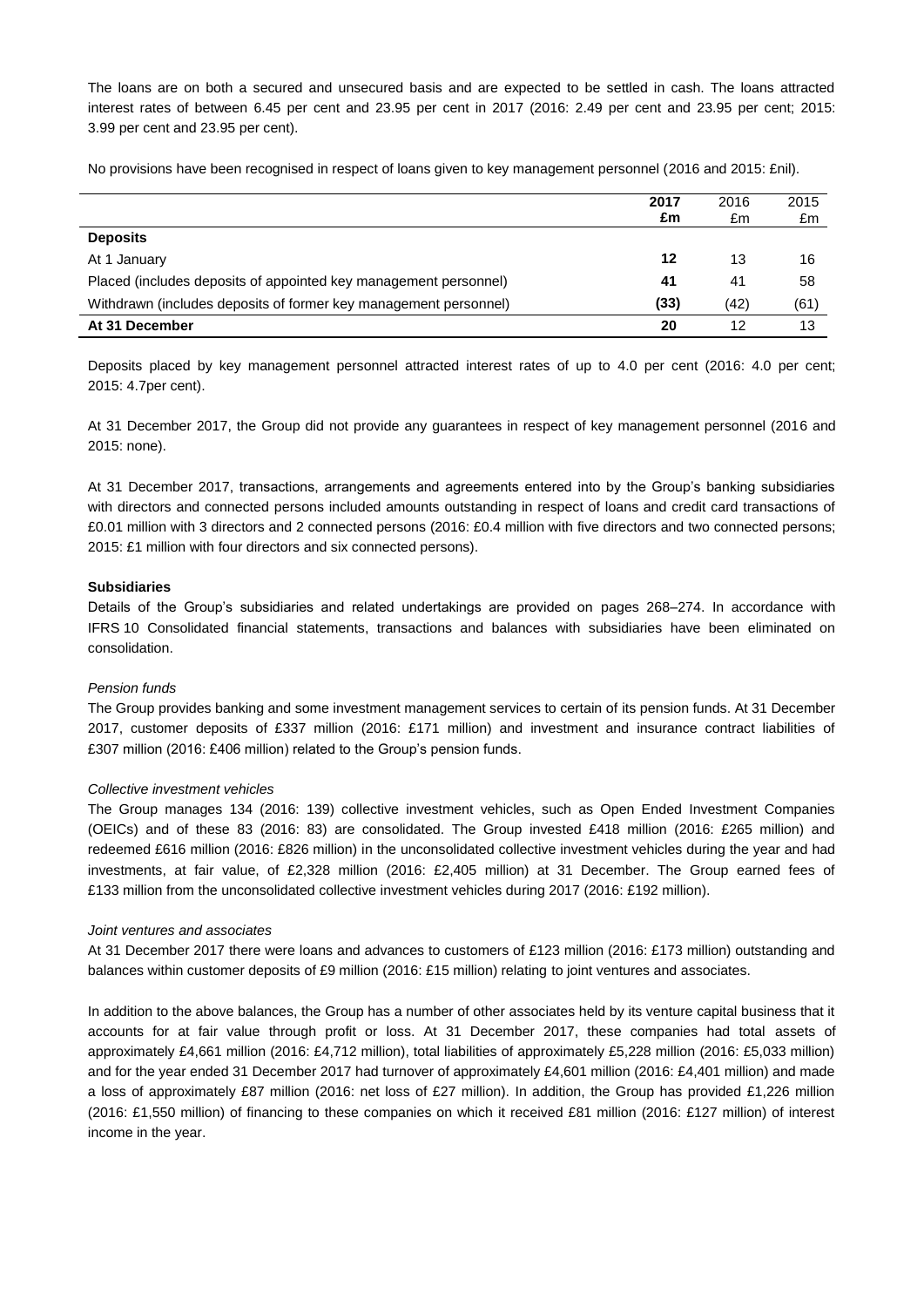The loans are on both a secured and unsecured basis and are expected to be settled in cash. The loans attracted interest rates of between 6.45 per cent and 23.95 per cent in 2017 (2016: 2.49 per cent and 23.95 per cent; 2015: 3.99 per cent and 23.95 per cent).

No provisions have been recognised in respect of loans given to key management personnel (2016 and 2015: £nil).

| | **2017 £m** | 2016 £m | 2015 £m |
|---|---|---|---|
| **Deposits** | | | |
| At 1 January | **12** | 13 | 16 |
| Placed (includes deposits of appointed key management personnel) | **41** | 41 | 58 |
| Withdrawn (includes deposits of former key management personnel) | **(33)** | (42) | (61) |
| **At 31 December** | **20** | 12 | 13 |

Deposits placed by key management personnel attracted interest rates of up to 4.0 per cent (2016: 4.0 per cent; 2015: 4.7per cent).

At 31 December 2017, the Group did not provide any guarantees in respect of key management personnel (2016 and 2015: none).

At 31 December 2017, transactions, arrangements and agreements entered into by the Group's banking subsidiaries with directors and connected persons included amounts outstanding in respect of loans and credit card transactions of £0.01 million with 3 directors and 2 connected persons (2016: £0.4 million with five directors and two connected persons; 2015: £1 million with four directors and six connected persons).

**Subsidiaries**

Details of the Group's subsidiaries and related undertakings are provided on pages 268–274. In accordance with IFRS 10 Consolidated financial statements, transactions and balances with subsidiaries have been eliminated on consolidation.

*Pension funds*

The Group provides banking and some investment management services to certain of its pension funds. At 31 December 2017, customer deposits of £337 million (2016: £171 million) and investment and insurance contract liabilities of £307 million (2016: £406 million) related to the Group's pension funds.

*Collective investment vehicles*

The Group manages 134 (2016: 139) collective investment vehicles, such as Open Ended Investment Companies (OEICs) and of these 83 (2016: 83) are consolidated. The Group invested £418 million (2016: £265 million) and redeemed £616 million (2016: £826 million) in the unconsolidated collective investment vehicles during the year and had investments, at fair value, of £2,328 million (2016: £2,405 million) at 31 December. The Group earned fees of £133 million from the unconsolidated collective investment vehicles during 2017 (2016: £192 million).

*Joint ventures and associates*

At 31 December 2017 there were loans and advances to customers of £123 million (2016: £173 million) outstanding and balances within customer deposits of £9 million (2016: £15 million) relating to joint ventures and associates.

In addition to the above balances, the Group has a number of other associates held by its venture capital business that it accounts for at fair value through profit or loss. At 31 December 2017, these companies had total assets of approximately £4,661 million (2016: £4,712 million), total liabilities of approximately £5,228 million (2016: £5,033 million) and for the year ended 31 December 2017 had turnover of approximately £4,601 million (2016: £4,401 million) and made a loss of approximately £87 million (2016: net loss of £27 million). In addition, the Group has provided £1,226 million (2016: £1,550 million) of financing to these companies on which it received £81 million (2016: £127 million) of interest income in the year.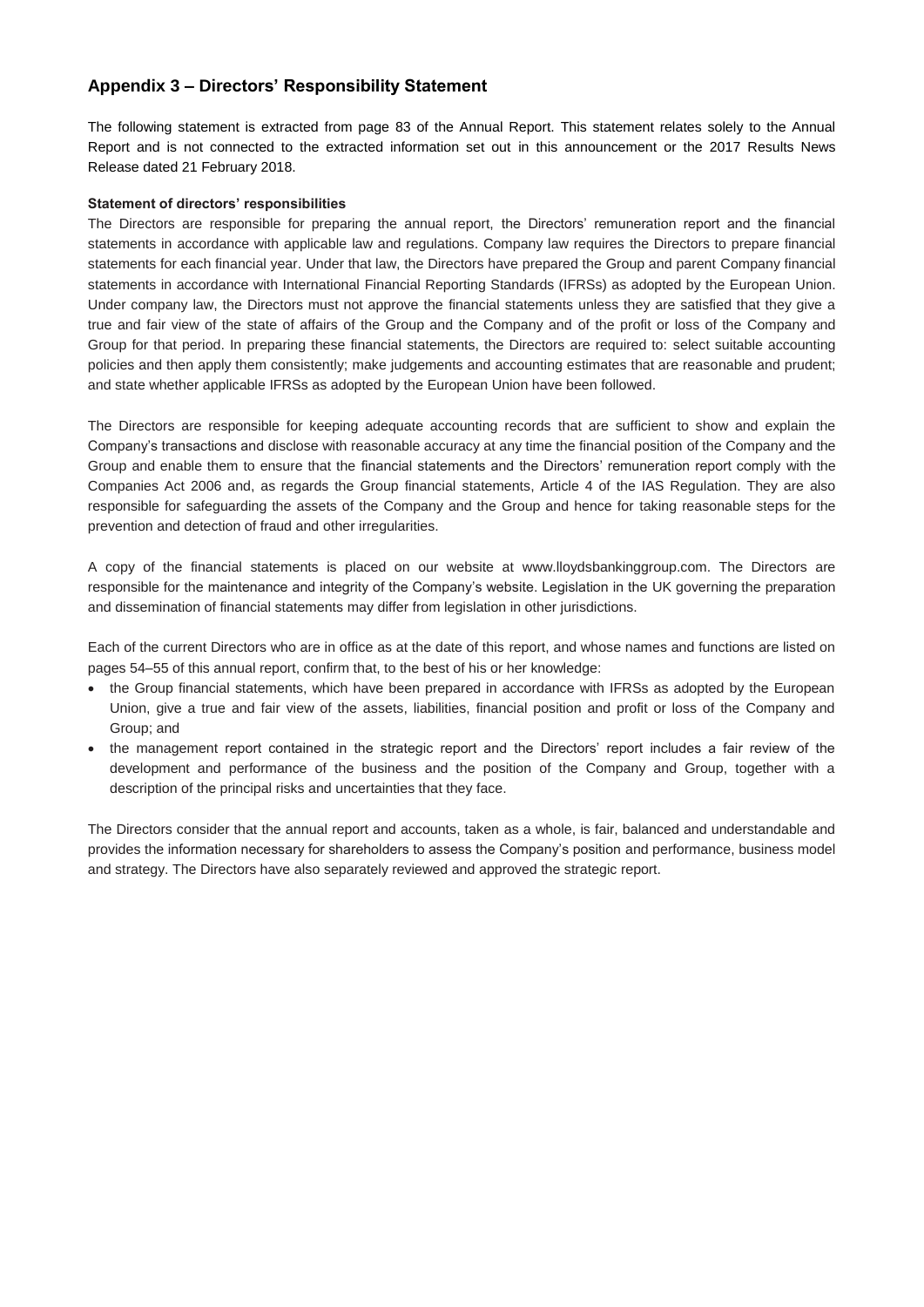## Appendix 3 – Directors' Responsibility Statement

The following statement is extracted from page 83 of the Annual Report. This statement relates solely to the Annual Report and is not connected to the extracted information set out in this announcement or the 2017 Results News Release dated 21 February 2018.

**Statement of directors' responsibilities**

The Directors are responsible for preparing the annual report, the Directors' remuneration report and the financial statements in accordance with applicable law and regulations. Company law requires the Directors to prepare financial statements for each financial year. Under that law, the Directors have prepared the Group and parent Company financial statements in accordance with International Financial Reporting Standards (IFRSs) as adopted by the European Union. Under company law, the Directors must not approve the financial statements unless they are satisfied that they give a true and fair view of the state of affairs of the Group and the Company and of the profit or loss of the Company and Group for that period. In preparing these financial statements, the Directors are required to: select suitable accounting policies and then apply them consistently; make judgements and accounting estimates that are reasonable and prudent; and state whether applicable IFRSs as adopted by the European Union have been followed.

The Directors are responsible for keeping adequate accounting records that are sufficient to show and explain the Company's transactions and disclose with reasonable accuracy at any time the financial position of the Company and the Group and enable them to ensure that the financial statements and the Directors' remuneration report comply with the Companies Act 2006 and, as regards the Group financial statements, Article 4 of the IAS Regulation. They are also responsible for safeguarding the assets of the Company and the Group and hence for taking reasonable steps for the prevention and detection of fraud and other irregularities.

A copy of the financial statements is placed on our website at www.lloydsbankinggroup.com. The Directors are responsible for the maintenance and integrity of the Company's website. Legislation in the UK governing the preparation and dissemination of financial statements may differ from legislation in other jurisdictions.

Each of the current Directors who are in office as at the date of this report, and whose names and functions are listed on pages 54–55 of this annual report, confirm that, to the best of his or her knowledge:

- the Group financial statements, which have been prepared in accordance with IFRSs as adopted by the European Union, give a true and fair view of the assets, liabilities, financial position and profit or loss of the Company and Group; and
- the management report contained in the strategic report and the Directors' report includes a fair review of the development and performance of the business and the position of the Company and Group, together with a description of the principal risks and uncertainties that they face.

The Directors consider that the annual report and accounts, taken as a whole, is fair, balanced and understandable and provides the information necessary for shareholders to assess the Company's position and performance, business model and strategy. The Directors have also separately reviewed and approved the strategic report.